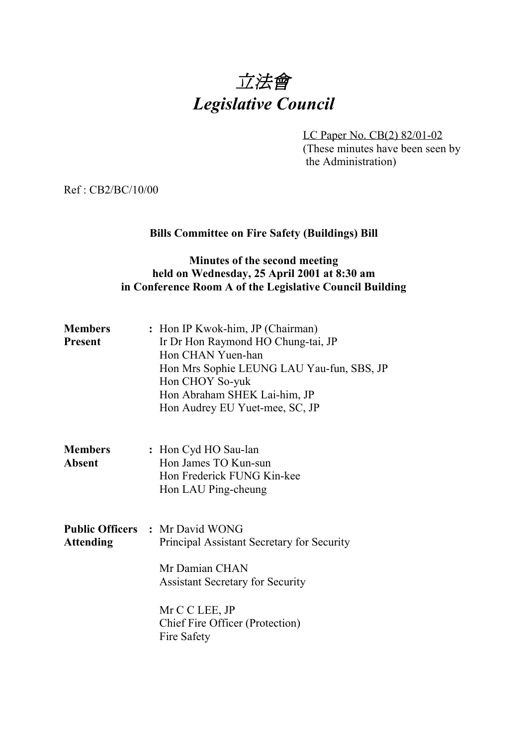# *立法會*
# *Legislative Council*

LC Paper No. CB(2) 82/01-02
(These minutes have been seen by the Administration)

Ref : CB2/BC/10/00

**Bills Committee on Fire Safety (Buildings) Bill**

**Minutes of the second meeting**
**held on Wednesday, 25 April 2001 at 8:30 am**
**in Conference Room A of the Legislative Council Building**

| | | |
|---|---|---|
| **Members Present** | **:** | Hon IP Kwok-him, JP (Chairman)<br>Ir Dr Hon Raymond HO Chung-tai, JP<br>Hon CHAN Yuen-han<br>Hon Mrs Sophie LEUNG LAU Yau-fun, SBS, JP<br>Hon CHOY So-yuk<br>Hon Abraham SHEK Lai-him, JP<br>Hon Audrey EU Yuet-mee, SC, JP |
| **Members Absent** | **:** | Hon Cyd HO Sau-lan<br>Hon James TO Kun-sun<br>Hon Frederick FUNG Kin-kee<br>Hon LAU Ping-cheung |
| **Public Officers Attending** | **:** | Mr David WONG<br>Principal Assistant Secretary for Security<br><br>Mr Damian CHAN<br>Assistant Secretary for Security<br><br>Mr C C LEE, JP<br>Chief Fire Officer (Protection)<br>Fire Safety |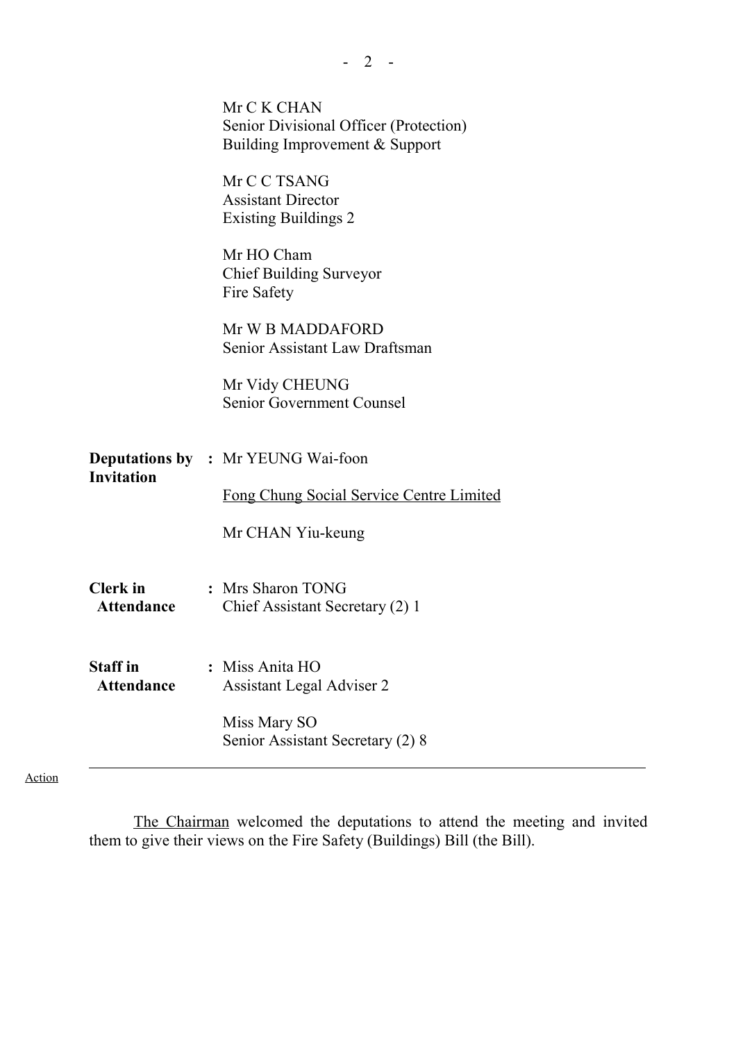Mr C K CHAN
Senior Divisional Officer (Protection)
Building Improvement & Support

Mr C C TSANG
Assistant Director
Existing Buildings 2

Mr HO Cham
Chief Building Surveyor
Fire Safety

Mr W B MADDAFORD
Senior Assistant Law Draftsman

Mr Vidy CHEUNG
Senior Government Counsel

**Deputations by Invitation** : Mr YEUNG Wai-foon

<u>Fong Chung Social Service Centre Limited</u>

Mr CHAN Yiu-keung

**Clerk in Attendance** : Mrs Sharon TONG
Chief Assistant Secretary (2) 1

**Staff in Attendance** : Miss Anita HO
Assistant Legal Adviser 2

Miss Mary SO
Senior Assistant Secretary (2) 8

---

Action

<u>The Chairman</u> welcomed the deputations to attend the meeting and invited them to give their views on the Fire Safety (Buildings) Bill (the Bill).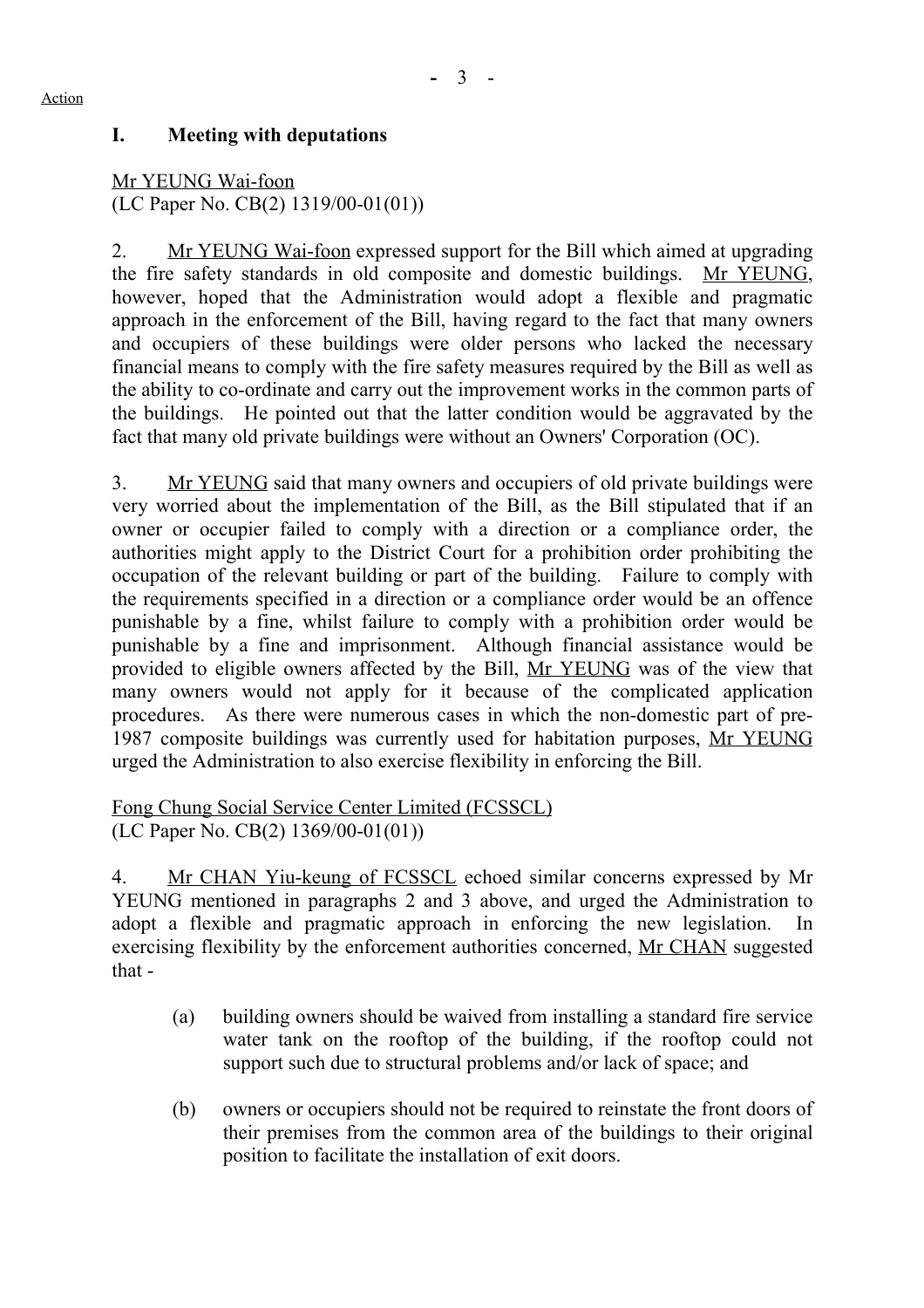Action

## I. Meeting with deputations

Mr YEUNG Wai-foon
(LC Paper No. CB(2) 1319/00-01(01))

2. Mr YEUNG Wai-foon expressed support for the Bill which aimed at upgrading the fire safety standards in old composite and domestic buildings. Mr YEUNG, however, hoped that the Administration would adopt a flexible and pragmatic approach in the enforcement of the Bill, having regard to the fact that many owners and occupiers of these buildings were older persons who lacked the necessary financial means to comply with the fire safety measures required by the Bill as well as the ability to co-ordinate and carry out the improvement works in the common parts of the buildings. He pointed out that the latter condition would be aggravated by the fact that many old private buildings were without an Owners' Corporation (OC).

3. Mr YEUNG said that many owners and occupiers of old private buildings were very worried about the implementation of the Bill, as the Bill stipulated that if an owner or occupier failed to comply with a direction or a compliance order, the authorities might apply to the District Court for a prohibition order prohibiting the occupation of the relevant building or part of the building. Failure to comply with the requirements specified in a direction or a compliance order would be an offence punishable by a fine, whilst failure to comply with a prohibition order would be punishable by a fine and imprisonment. Although financial assistance would be provided to eligible owners affected by the Bill, Mr YEUNG was of the view that many owners would not apply for it because of the complicated application procedures. As there were numerous cases in which the non-domestic part of pre-1987 composite buildings was currently used for habitation purposes, Mr YEUNG urged the Administration to also exercise flexibility in enforcing the Bill.

Fong Chung Social Service Center Limited (FCSSCL)
(LC Paper No. CB(2) 1369/00-01(01))

4. Mr CHAN Yiu-keung of FCSSCL echoed similar concerns expressed by Mr YEUNG mentioned in paragraphs 2 and 3 above, and urged the Administration to adopt a flexible and pragmatic approach in enforcing the new legislation. In exercising flexibility by the enforcement authorities concerned, Mr CHAN suggested that -

(a) building owners should be waived from installing a standard fire service water tank on the rooftop of the building, if the rooftop could not support such due to structural problems and/or lack of space; and

(b) owners or occupiers should not be required to reinstate the front doors of their premises from the common area of the buildings to their original position to facilitate the installation of exit doors.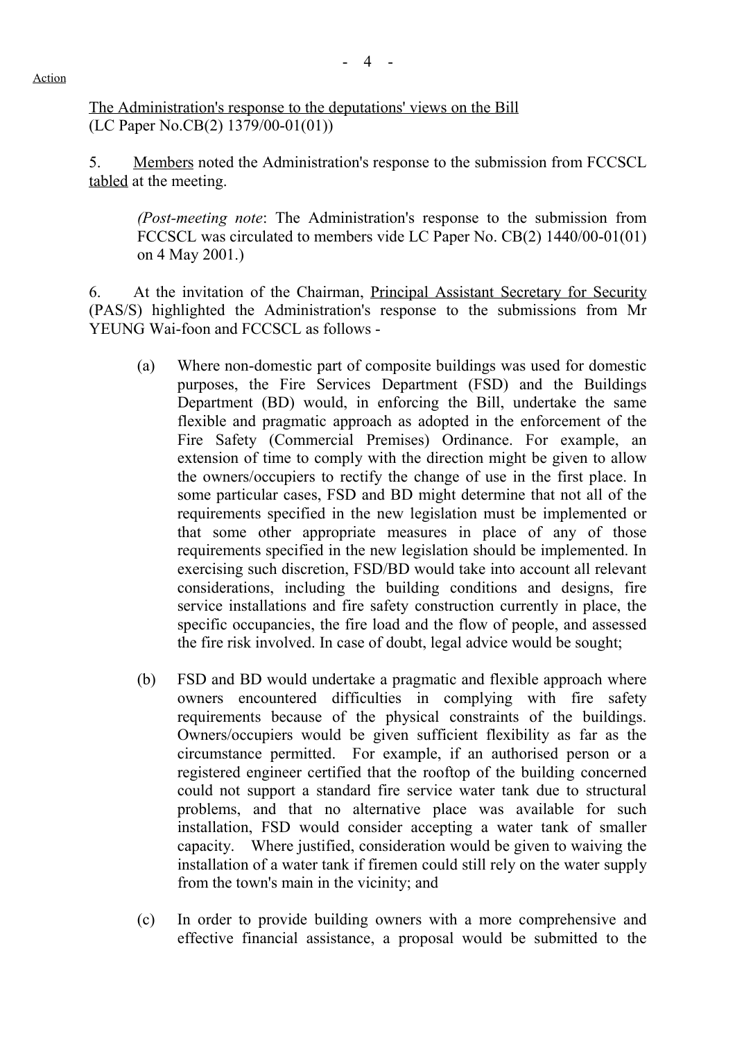Action

<u>The Administration's response to the deputations' views on the Bill</u>
(LC Paper No.CB(2) 1379/00-01(01))

5. <u>Members</u> noted the Administration's response to the submission from FCCSCL <u>tabled</u> at the meeting.

> *(Post-meeting note*: The Administration's response to the submission from FCCSCL was circulated to members vide LC Paper No. CB(2) 1440/00-01(01) on 4 May 2001.)

6. At the invitation of the Chairman, <u>Principal Assistant Secretary for Security</u> (PAS/S) highlighted the Administration's response to the submissions from Mr YEUNG Wai-foon and FCCSCL as follows -

(a) Where non-domestic part of composite buildings was used for domestic purposes, the Fire Services Department (FSD) and the Buildings Department (BD) would, in enforcing the Bill, undertake the same flexible and pragmatic approach as adopted in the enforcement of the Fire Safety (Commercial Premises) Ordinance. For example, an extension of time to comply with the direction might be given to allow the owners/occupiers to rectify the change of use in the first place. In some particular cases, FSD and BD might determine that not all of the requirements specified in the new legislation must be implemented or that some other appropriate measures in place of any of those requirements specified in the new legislation should be implemented. In exercising such discretion, FSD/BD would take into account all relevant considerations, including the building conditions and designs, fire service installations and fire safety construction currently in place, the specific occupancies, the fire load and the flow of people, and assessed the fire risk involved. In case of doubt, legal advice would be sought;

(b) FSD and BD would undertake a pragmatic and flexible approach where owners encountered difficulties in complying with fire safety requirements because of the physical constraints of the buildings. Owners/occupiers would be given sufficient flexibility as far as the circumstance permitted. For example, if an authorised person or a registered engineer certified that the rooftop of the building concerned could not support a standard fire service water tank due to structural problems, and that no alternative place was available for such installation, FSD would consider accepting a water tank of smaller capacity. Where justified, consideration would be given to waiving the installation of a water tank if firemen could still rely on the water supply from the town's main in the vicinity; and

(c) In order to provide building owners with a more comprehensive and effective financial assistance, a proposal would be submitted to the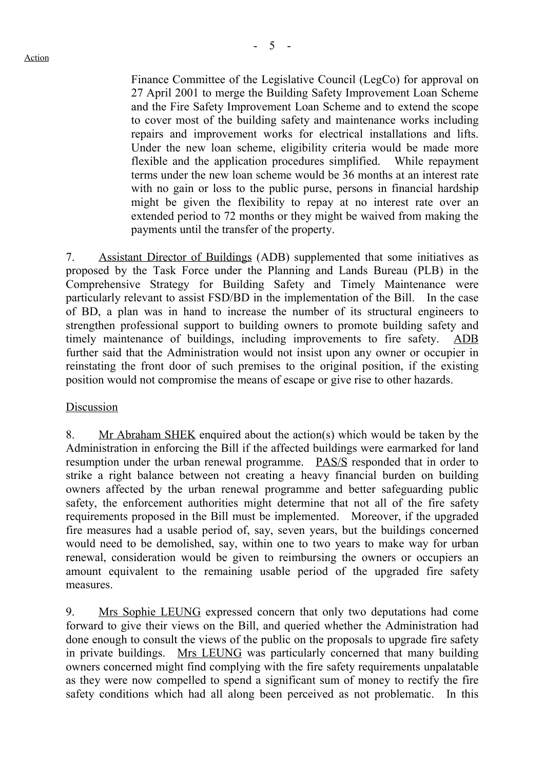Finance Committee of the Legislative Council (LegCo) for approval on 27 April 2001 to merge the Building Safety Improvement Loan Scheme and the Fire Safety Improvement Loan Scheme and to extend the scope to cover most of the building safety and maintenance works including repairs and improvement works for electrical installations and lifts. Under the new loan scheme, eligibility criteria would be made more flexible and the application procedures simplified. While repayment terms under the new loan scheme would be 36 months at an interest rate with no gain or loss to the public purse, persons in financial hardship might be given the flexibility to repay at no interest rate over an extended period to 72 months or they might be waived from making the payments until the transfer of the property.

7. Assistant Director of Buildings (ADB) supplemented that some initiatives as proposed by the Task Force under the Planning and Lands Bureau (PLB) in the Comprehensive Strategy for Building Safety and Timely Maintenance were particularly relevant to assist FSD/BD in the implementation of the Bill. In the case of BD, a plan was in hand to increase the number of its structural engineers to strengthen professional support to building owners to promote building safety and timely maintenance of buildings, including improvements to fire safety. ADB further said that the Administration would not insist upon any owner or occupier in reinstating the front door of such premises to the original position, if the existing position would not compromise the means of escape or give rise to other hazards.

Discussion

8. Mr Abraham SHEK enquired about the action(s) which would be taken by the Administration in enforcing the Bill if the affected buildings were earmarked for land resumption under the urban renewal programme. PAS/S responded that in order to strike a right balance between not creating a heavy financial burden on building owners affected by the urban renewal programme and better safeguarding public safety, the enforcement authorities might determine that not all of the fire safety requirements proposed in the Bill must be implemented. Moreover, if the upgraded fire measures had a usable period of, say, seven years, but the buildings concerned would need to be demolished, say, within one to two years to make way for urban renewal, consideration would be given to reimbursing the owners or occupiers an amount equivalent to the remaining usable period of the upgraded fire safety measures.

9. Mrs Sophie LEUNG expressed concern that only two deputations had come forward to give their views on the Bill, and queried whether the Administration had done enough to consult the views of the public on the proposals to upgrade fire safety in private buildings. Mrs LEUNG was particularly concerned that many building owners concerned might find complying with the fire safety requirements unpalatable as they were now compelled to spend a significant sum of money to rectify the fire safety conditions which had all along been perceived as not problematic. In this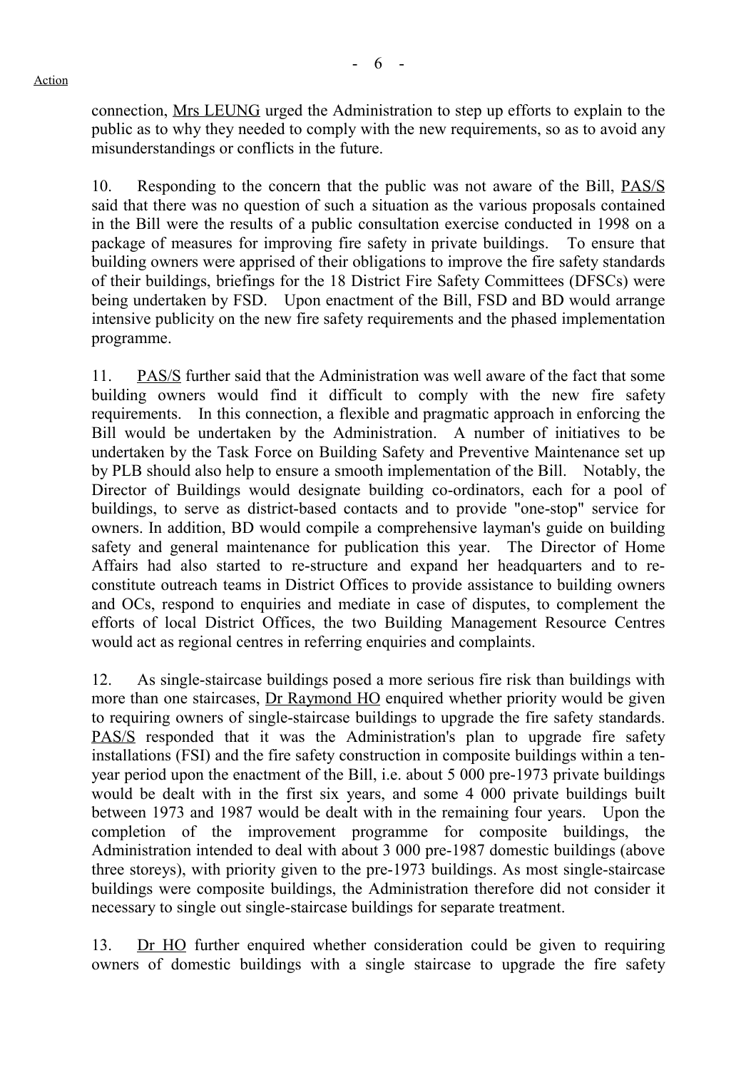connection, Mrs LEUNG urged the Administration to step up efforts to explain to the public as to why they needed to comply with the new requirements, so as to avoid any misunderstandings or conflicts in the future.

10. Responding to the concern that the public was not aware of the Bill, PAS/S said that there was no question of such a situation as the various proposals contained in the Bill were the results of a public consultation exercise conducted in 1998 on a package of measures for improving fire safety in private buildings. To ensure that building owners were apprised of their obligations to improve the fire safety standards of their buildings, briefings for the 18 District Fire Safety Committees (DFSCs) were being undertaken by FSD. Upon enactment of the Bill, FSD and BD would arrange intensive publicity on the new fire safety requirements and the phased implementation programme.

11. PAS/S further said that the Administration was well aware of the fact that some building owners would find it difficult to comply with the new fire safety requirements. In this connection, a flexible and pragmatic approach in enforcing the Bill would be undertaken by the Administration. A number of initiatives to be undertaken by the Task Force on Building Safety and Preventive Maintenance set up by PLB should also help to ensure a smooth implementation of the Bill. Notably, the Director of Buildings would designate building co-ordinators, each for a pool of buildings, to serve as district-based contacts and to provide "one-stop" service for owners. In addition, BD would compile a comprehensive layman's guide on building safety and general maintenance for publication this year. The Director of Home Affairs had also started to re-structure and expand her headquarters and to re-constitute outreach teams in District Offices to provide assistance to building owners and OCs, respond to enquiries and mediate in case of disputes, to complement the efforts of local District Offices, the two Building Management Resource Centres would act as regional centres in referring enquiries and complaints.

12. As single-staircase buildings posed a more serious fire risk than buildings with more than one staircases, Dr Raymond HO enquired whether priority would be given to requiring owners of single-staircase buildings to upgrade the fire safety standards. PAS/S responded that it was the Administration's plan to upgrade fire safety installations (FSI) and the fire safety construction in composite buildings within a ten-year period upon the enactment of the Bill, i.e. about 5 000 pre-1973 private buildings would be dealt with in the first six years, and some 4 000 private buildings built between 1973 and 1987 would be dealt with in the remaining four years. Upon the completion of the improvement programme for composite buildings, the Administration intended to deal with about 3 000 pre-1987 domestic buildings (above three storeys), with priority given to the pre-1973 buildings. As most single-staircase buildings were composite buildings, the Administration therefore did not consider it necessary to single out single-staircase buildings for separate treatment.

13. Dr HO further enquired whether consideration could be given to requiring owners of domestic buildings with a single staircase to upgrade the fire safety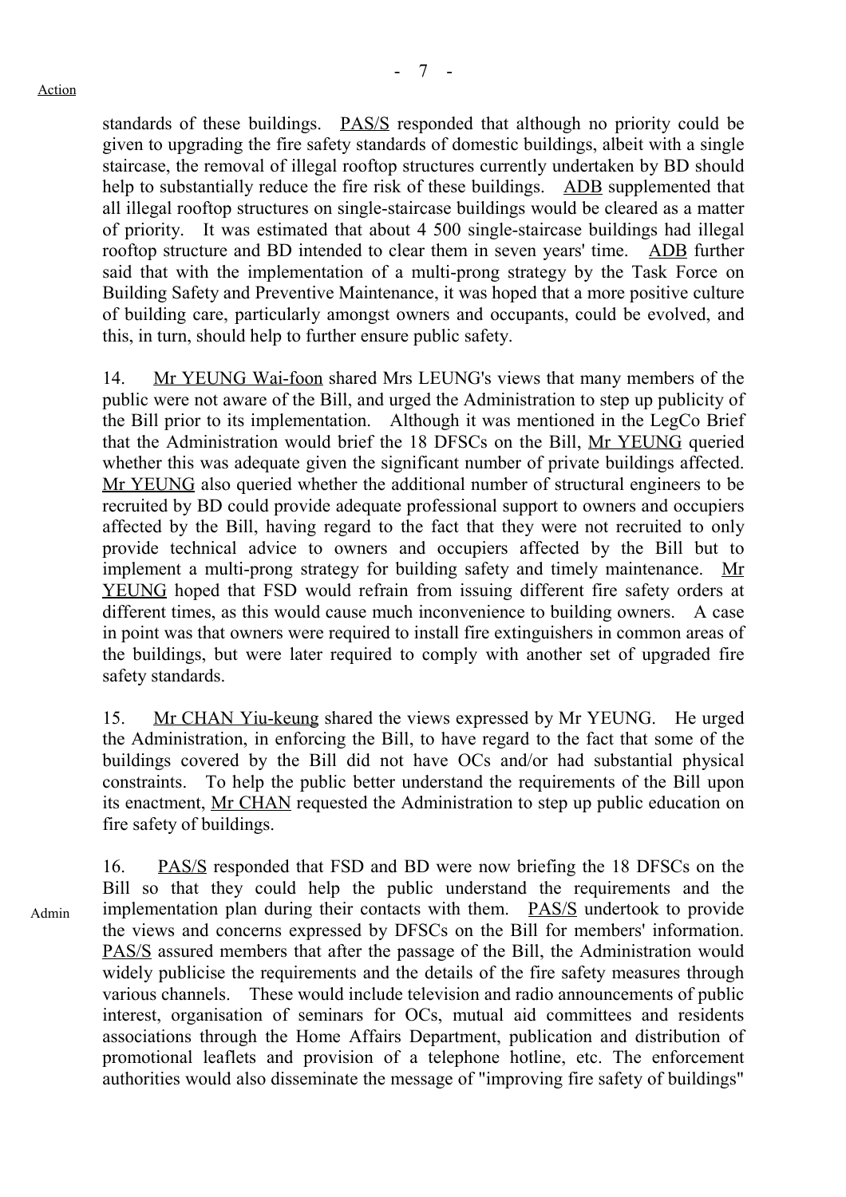Action

standards of these buildings. PAS/S responded that although no priority could be given to upgrading the fire safety standards of domestic buildings, albeit with a single staircase, the removal of illegal rooftop structures currently undertaken by BD should help to substantially reduce the fire risk of these buildings. ADB supplemented that all illegal rooftop structures on single-staircase buildings would be cleared as a matter of priority. It was estimated that about 4 500 single-staircase buildings had illegal rooftop structure and BD intended to clear them in seven years' time. ADB further said that with the implementation of a multi-prong strategy by the Task Force on Building Safety and Preventive Maintenance, it was hoped that a more positive culture of building care, particularly amongst owners and occupants, could be evolved, and this, in turn, should help to further ensure public safety.

14. Mr YEUNG Wai-foon shared Mrs LEUNG's views that many members of the public were not aware of the Bill, and urged the Administration to step up publicity of the Bill prior to its implementation. Although it was mentioned in the LegCo Brief that the Administration would brief the 18 DFSCs on the Bill, Mr YEUNG queried whether this was adequate given the significant number of private buildings affected. Mr YEUNG also queried whether the additional number of structural engineers to be recruited by BD could provide adequate professional support to owners and occupiers affected by the Bill, having regard to the fact that they were not recruited to only provide technical advice to owners and occupiers affected by the Bill but to implement a multi-prong strategy for building safety and timely maintenance. Mr YEUNG hoped that FSD would refrain from issuing different fire safety orders at different times, as this would cause much inconvenience to building owners. A case in point was that owners were required to install fire extinguishers in common areas of the buildings, but were later required to comply with another set of upgraded fire safety standards.

15. Mr CHAN Yiu-keung shared the views expressed by Mr YEUNG. He urged the Administration, in enforcing the Bill, to have regard to the fact that some of the buildings covered by the Bill did not have OCs and/or had substantial physical constraints. To help the public better understand the requirements of the Bill upon its enactment, Mr CHAN requested the Administration to step up public education on fire safety of buildings.

Admin

16. PAS/S responded that FSD and BD were now briefing the 18 DFSCs on the Bill so that they could help the public understand the requirements and the implementation plan during their contacts with them. PAS/S undertook to provide the views and concerns expressed by DFSCs on the Bill for members' information. PAS/S assured members that after the passage of the Bill, the Administration would widely publicise the requirements and the details of the fire safety measures through various channels. These would include television and radio announcements of public interest, organisation of seminars for OCs, mutual aid committees and residents associations through the Home Affairs Department, publication and distribution of promotional leaflets and provision of a telephone hotline, etc. The enforcement authorities would also disseminate the message of "improving fire safety of buildings"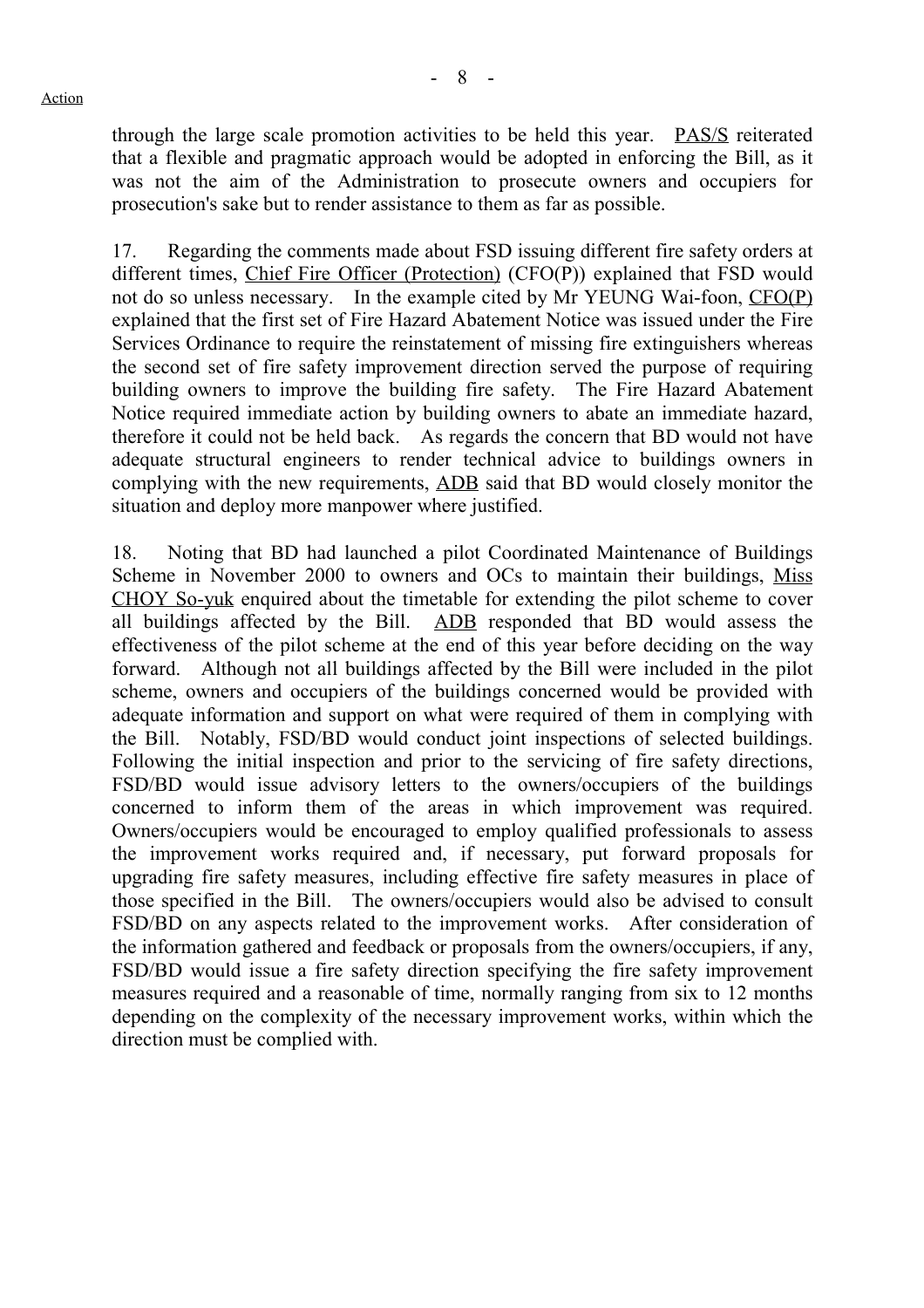through the large scale promotion activities to be held this year. PAS/S reiterated that a flexible and pragmatic approach would be adopted in enforcing the Bill, as it was not the aim of the Administration to prosecute owners and occupiers for prosecution's sake but to render assistance to them as far as possible.

17. Regarding the comments made about FSD issuing different fire safety orders at different times, Chief Fire Officer (Protection) (CFO(P)) explained that FSD would not do so unless necessary. In the example cited by Mr YEUNG Wai-foon, CFO(P) explained that the first set of Fire Hazard Abatement Notice was issued under the Fire Services Ordinance to require the reinstatement of missing fire extinguishers whereas the second set of fire safety improvement direction served the purpose of requiring building owners to improve the building fire safety. The Fire Hazard Abatement Notice required immediate action by building owners to abate an immediate hazard, therefore it could not be held back. As regards the concern that BD would not have adequate structural engineers to render technical advice to buildings owners in complying with the new requirements, ADB said that BD would closely monitor the situation and deploy more manpower where justified.

18. Noting that BD had launched a pilot Coordinated Maintenance of Buildings Scheme in November 2000 to owners and OCs to maintain their buildings, Miss CHOY So-yuk enquired about the timetable for extending the pilot scheme to cover all buildings affected by the Bill. ADB responded that BD would assess the effectiveness of the pilot scheme at the end of this year before deciding on the way forward. Although not all buildings affected by the Bill were included in the pilot scheme, owners and occupiers of the buildings concerned would be provided with adequate information and support on what were required of them in complying with the Bill. Notably, FSD/BD would conduct joint inspections of selected buildings. Following the initial inspection and prior to the servicing of fire safety directions, FSD/BD would issue advisory letters to the owners/occupiers of the buildings concerned to inform them of the areas in which improvement was required. Owners/occupiers would be encouraged to employ qualified professionals to assess the improvement works required and, if necessary, put forward proposals for upgrading fire safety measures, including effective fire safety measures in place of those specified in the Bill. The owners/occupiers would also be advised to consult FSD/BD on any aspects related to the improvement works. After consideration of the information gathered and feedback or proposals from the owners/occupiers, if any, FSD/BD would issue a fire safety direction specifying the fire safety improvement measures required and a reasonable of time, normally ranging from six to 12 months depending on the complexity of the necessary improvement works, within which the direction must be complied with.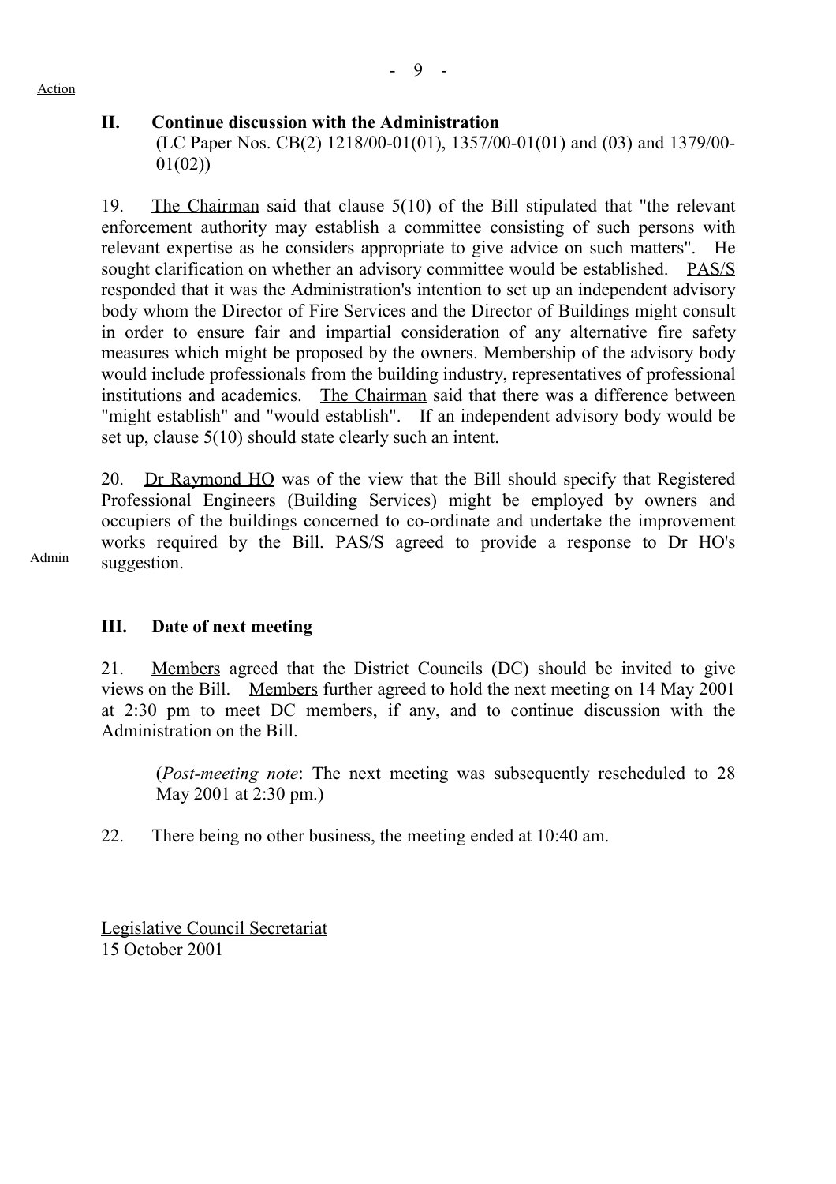Action

## II. Continue discussion with the Administration

(LC Paper Nos. CB(2) 1218/00-01(01), 1357/00-01(01) and (03) and 1379/00-01(02))

19. The Chairman said that clause 5(10) of the Bill stipulated that "the relevant enforcement authority may establish a committee consisting of such persons with relevant expertise as he considers appropriate to give advice on such matters". He sought clarification on whether an advisory committee would be established. PAS/S responded that it was the Administration's intention to set up an independent advisory body whom the Director of Fire Services and the Director of Buildings might consult in order to ensure fair and impartial consideration of any alternative fire safety measures which might be proposed by the owners. Membership of the advisory body would include professionals from the building industry, representatives of professional institutions and academics. The Chairman said that there was a difference between "might establish" and "would establish". If an independent advisory body would be set up, clause 5(10) should state clearly such an intent.

20. Dr Raymond HO was of the view that the Bill should specify that Registered Professional Engineers (Building Services) might be employed by owners and occupiers of the buildings concerned to co-ordinate and undertake the improvement works required by the Bill. PAS/S agreed to provide a response to Dr HO's suggestion.

Admin

## III. Date of next meeting

21. Members agreed that the District Councils (DC) should be invited to give views on the Bill. Members further agreed to hold the next meeting on 14 May 2001 at 2:30 pm to meet DC members, if any, and to continue discussion with the Administration on the Bill.

(*Post-meeting note*: The next meeting was subsequently rescheduled to 28 May 2001 at 2:30 pm.)

22. There being no other business, the meeting ended at 10:40 am.

Legislative Council Secretariat
15 October 2001